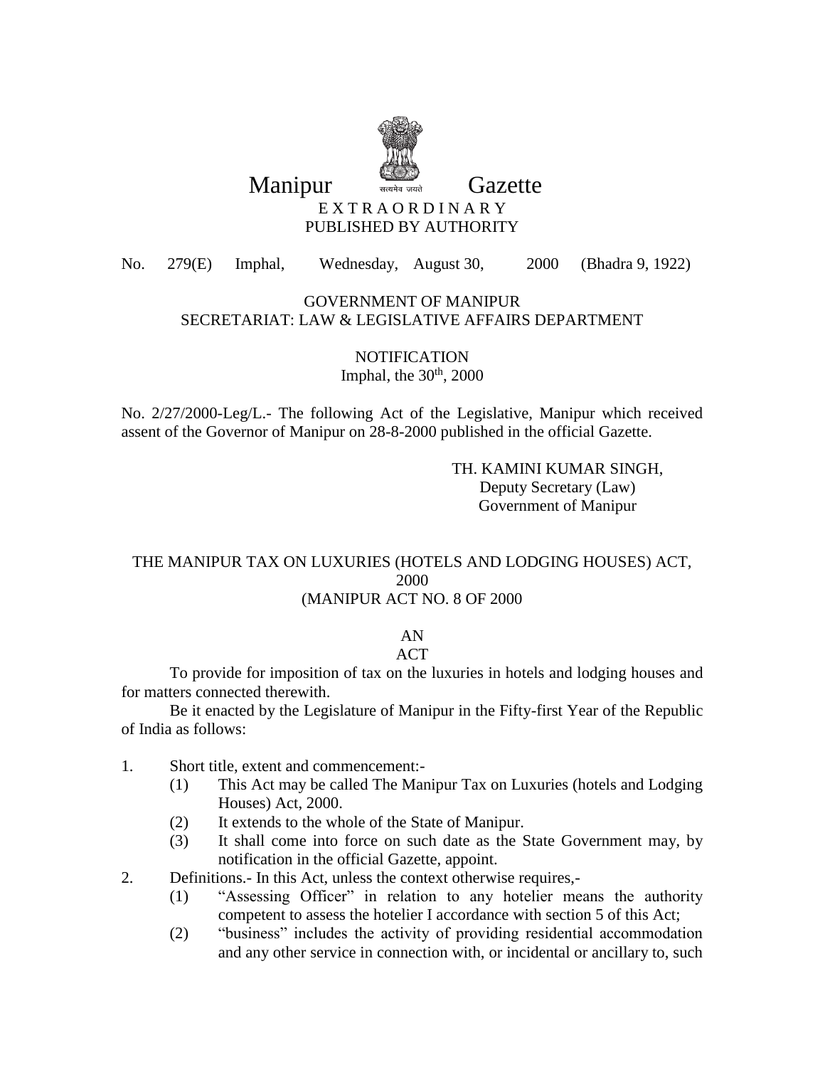# Manipur Gazette

EXTRAORDINARY

PUBLISHED BY AUTHORITY

No. 279(E) Imphal, Wednesday, August 30, 2000 (Bhadra 9, 1922)

GOVERNMENT OF MANIPUR

SECRETARIAT: LAW & LEGISLATIVE AFFAIRS DEPARTMENT

NOTIFICATION

Imphal, the 30th, 2000

No. 2/27/2000-Leg/L.- The following Act of the Legislative, Manipur which received assent of the Governor of Manipur on 28-8-2000 published in the official Gazette.

TH. KAMINI KUMAR SINGH,
Deputy Secretary (Law)
Government of Manipur

## THE MANIPUR TAX ON LUXURIES (HOTELS AND LODGING HOUSES) ACT, 2000
## (MANIPUR ACT NO. 8 OF 2000

AN

ACT

To provide for imposition of tax on the luxuries in hotels and lodging houses and for matters connected therewith.

Be it enacted by the Legislature of Manipur in the Fifty-first Year of the Republic of India as follows:

1. Short title, extent and commencement:-
   (1) This Act may be called The Manipur Tax on Luxuries (hotels and Lodging Houses) Act, 2000.
   (2) It extends to the whole of the State of Manipur.
   (3) It shall come into force on such date as the State Government may, by notification in the official Gazette, appoint.
2. Definitions.- In this Act, unless the context otherwise requires,-
   (1) "Assessing Officer" in relation to any hotelier means the authority competent to assess the hotelier I accordance with section 5 of this Act;
   (2) "business" includes the activity of providing residential accommodation and any other service in connection with, or incidental or ancillary to, such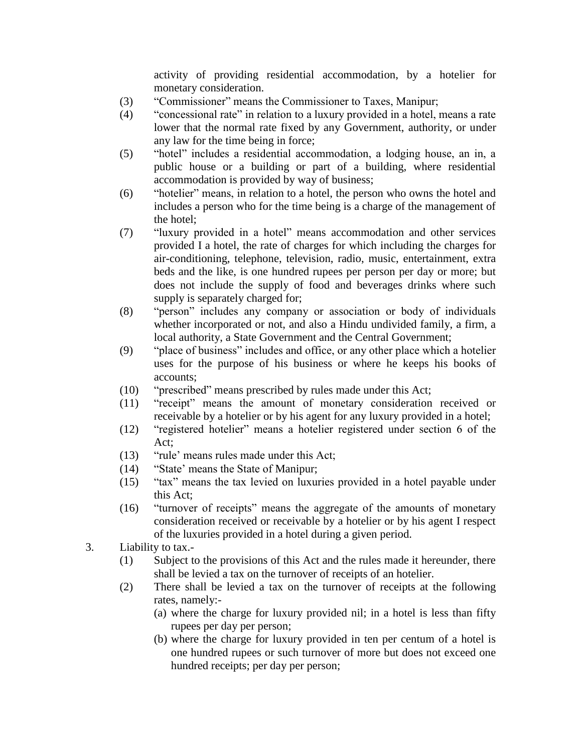activity of providing residential accommodation, by a hotelier for monetary consideration.

(3) "Commissioner" means the Commissioner to Taxes, Manipur;

(4) "concessional rate" in relation to a luxury provided in a hotel, means a rate lower that the normal rate fixed by any Government, authority, or under any law for the time being in force;

(5) "hotel" includes a residential accommodation, a lodging house, an in, a public house or a building or part of a building, where residential accommodation is provided by way of business;

(6) "hotelier" means, in relation to a hotel, the person who owns the hotel and includes a person who for the time being is a charge of the management of the hotel;

(7) "luxury provided in a hotel" means accommodation and other services provided I a hotel, the rate of charges for which including the charges for air-conditioning, telephone, television, radio, music, entertainment, extra beds and the like, is one hundred rupees per person per day or more; but does not include the supply of food and beverages drinks where such supply is separately charged for;

(8) "person" includes any company or association or body of individuals whether incorporated or not, and also a Hindu undivided family, a firm, a local authority, a State Government and the Central Government;

(9) "place of business" includes and office, or any other place which a hotelier uses for the purpose of his business or where he keeps his books of accounts;

(10) "prescribed" means prescribed by rules made under this Act;

(11) "receipt" means the amount of monetary consideration received or receivable by a hotelier or by his agent for any luxury provided in a hotel;

(12) "registered hotelier" means a hotelier registered under section 6 of the Act;

(13) "rule' means rules made under this Act;

(14) "State' means the State of Manipur;

(15) "tax" means the tax levied on luxuries provided in a hotel payable under this Act;

(16) "turnover of receipts" means the aggregate of the amounts of monetary consideration received or receivable by a hotelier or by his agent I respect of the luxuries provided in a hotel during a given period.

3. Liability to tax.-

(1) Subject to the provisions of this Act and the rules made it hereunder, there shall be levied a tax on the turnover of receipts of an hotelier.

(2) There shall be levied a tax on the turnover of receipts at the following rates, namely:-

(a) where the charge for luxury provided nil; in a hotel is less than fifty rupees per day per person;

(b) where the charge for luxury provided in ten per centum of a hotel is one hundred rupees or such turnover of more but does not exceed one hundred receipts; per day per person;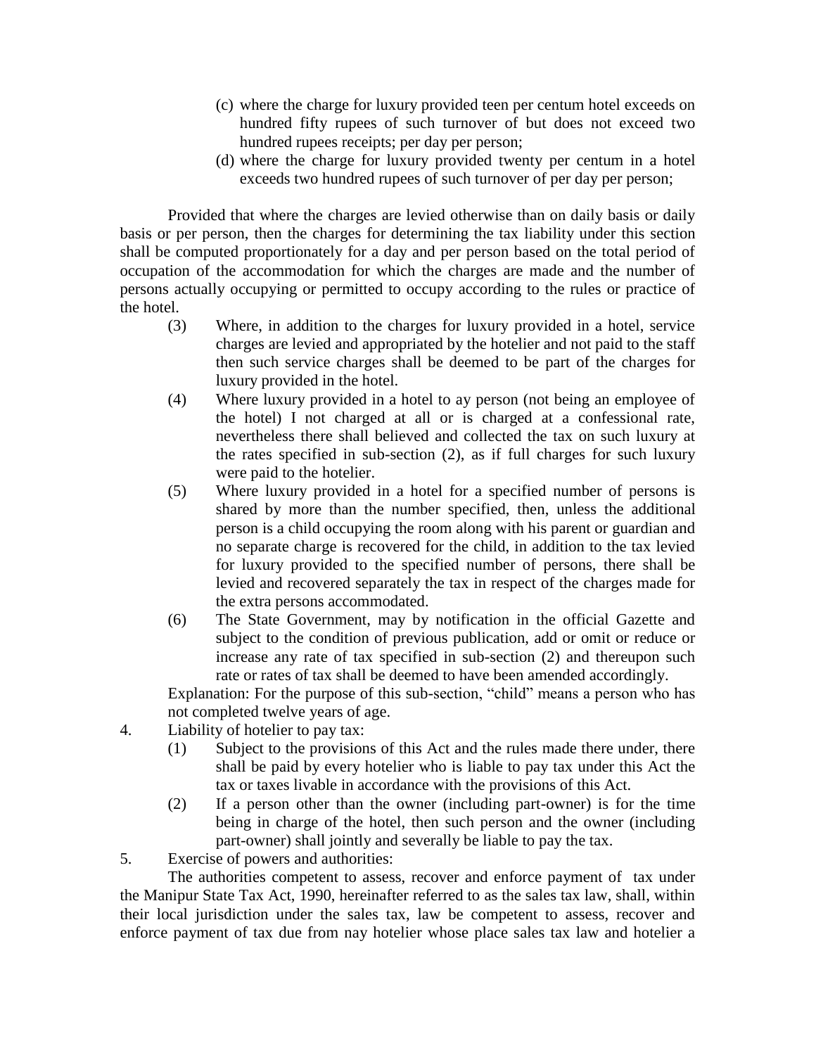(c) where the charge for luxury provided teen per centum hotel exceeds on hundred fifty rupees of such turnover of but does not exceed two hundred rupees receipts; per day per person;

(d) where the charge for luxury provided twenty per centum in a hotel exceeds two hundred rupees of such turnover of per day per person;

Provided that where the charges are levied otherwise than on daily basis or daily basis or per person, then the charges for determining the tax liability under this section shall be computed proportionately for a day and per person based on the total period of occupation of the accommodation for which the charges are made and the number of persons actually occupying or permitted to occupy according to the rules or practice of the hotel.

(3) Where, in addition to the charges for luxury provided in a hotel, service charges are levied and appropriated by the hotelier and not paid to the staff then such service charges shall be deemed to be part of the charges for luxury provided in the hotel.

(4) Where luxury provided in a hotel to ay person (not being an employee of the hotel) I not charged at all or is charged at a confessional rate, nevertheless there shall believed and collected the tax on such luxury at the rates specified in sub-section (2), as if full charges for such luxury were paid to the hotelier.

(5) Where luxury provided in a hotel for a specified number of persons is shared by more than the number specified, then, unless the additional person is a child occupying the room along with his parent or guardian and no separate charge is recovered for the child, in addition to the tax levied for luxury provided to the specified number of persons, there shall be levied and recovered separately the tax in respect of the charges made for the extra persons accommodated.

(6) The State Government, may by notification in the official Gazette and subject to the condition of previous publication, add or omit or reduce or increase any rate of tax specified in sub-section (2) and thereupon such rate or rates of tax shall be deemed to have been amended accordingly.

Explanation: For the purpose of this sub-section, "child" means a person who has not completed twelve years of age.

4. Liability of hotelier to pay tax:

(1) Subject to the provisions of this Act and the rules made there under, there shall be paid by every hotelier who is liable to pay tax under this Act the tax or taxes livable in accordance with the provisions of this Act.

(2) If a person other than the owner (including part-owner) is for the time being in charge of the hotel, then such person and the owner (including part-owner) shall jointly and severally be liable to pay the tax.

5. Exercise of powers and authorities:

The authorities competent to assess, recover and enforce payment of tax under the Manipur State Tax Act, 1990, hereinafter referred to as the sales tax law, shall, within their local jurisdiction under the sales tax, law be competent to assess, recover and enforce payment of tax due from nay hotelier whose place sales tax law and hotelier a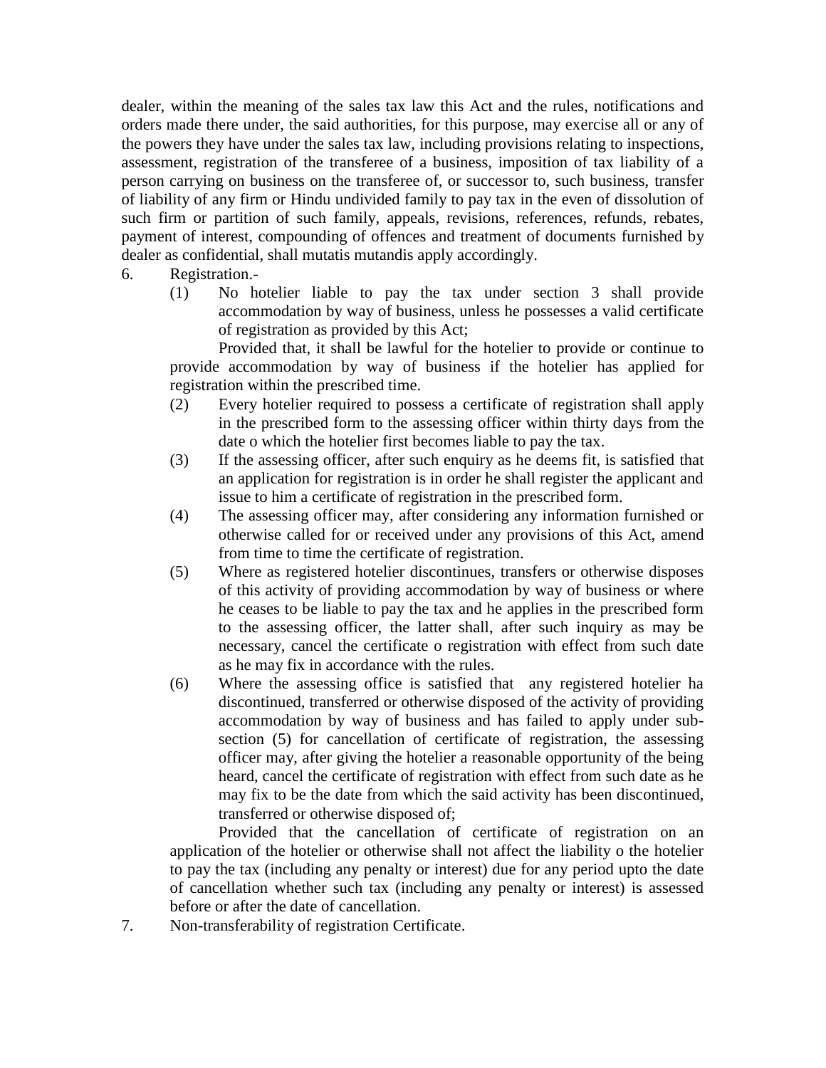dealer, within the meaning of the sales tax law this Act and the rules, notifications and orders made there under, the said authorities, for this purpose, may exercise all or any of the powers they have under the sales tax law, including provisions relating to inspections, assessment, registration of the transferee of a business, imposition of tax liability of a person carrying on business on the transferee of, or successor to, such business, transfer of liability of any firm or Hindu undivided family to pay tax in the even of dissolution of such firm or partition of such family, appeals, revisions, references, refunds, rebates, payment of interest, compounding of offences and treatment of documents furnished by dealer as confidential, shall mutatis mutandis apply accordingly.

6. Registration.-

(1) No hotelier liable to pay the tax under section 3 shall provide accommodation by way of business, unless he possesses a valid certificate of registration as provided by this Act;

Provided that, it shall be lawful for the hotelier to provide or continue to provide accommodation by way of business if the hotelier has applied for registration within the prescribed time.

(2) Every hotelier required to possess a certificate of registration shall apply in the prescribed form to the assessing officer within thirty days from the date o which the hotelier first becomes liable to pay the tax.

(3) If the assessing officer, after such enquiry as he deems fit, is satisfied that an application for registration is in order he shall register the applicant and issue to him a certificate of registration in the prescribed form.

(4) The assessing officer may, after considering any information furnished or otherwise called for or received under any provisions of this Act, amend from time to time the certificate of registration.

(5) Where as registered hotelier discontinues, transfers or otherwise disposes of this activity of providing accommodation by way of business or where he ceases to be liable to pay the tax and he applies in the prescribed form to the assessing officer, the latter shall, after such inquiry as may be necessary, cancel the certificate o registration with effect from such date as he may fix in accordance with the rules.

(6) Where the assessing office is satisfied that any registered hotelier ha discontinued, transferred or otherwise disposed of the activity of providing accommodation by way of business and has failed to apply under sub-section (5) for cancellation of certificate of registration, the assessing officer may, after giving the hotelier a reasonable opportunity of the being heard, cancel the certificate of registration with effect from such date as he may fix to be the date from which the said activity has been discontinued, transferred or otherwise disposed of;

Provided that the cancellation of certificate of registration on an application of the hotelier or otherwise shall not affect the liability o the hotelier to pay the tax (including any penalty or interest) due for any period upto the date of cancellation whether such tax (including any penalty or interest) is assessed before or after the date of cancellation.

7. Non-transferability of registration Certificate.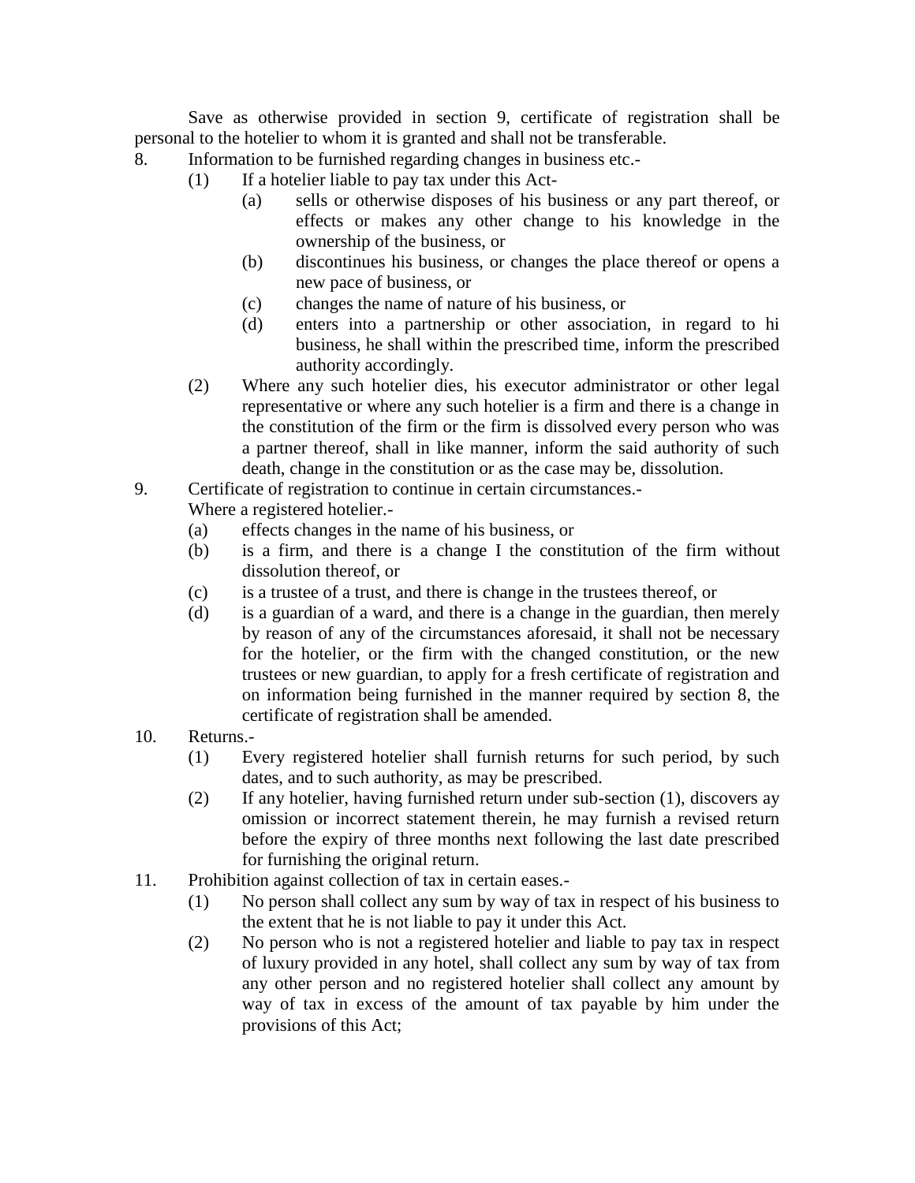Save as otherwise provided in section 9, certificate of registration shall be personal to the hotelier to whom it is granted and shall not be transferable.

8. Information to be furnished regarding changes in business etc.-

   (1) If a hotelier liable to pay tax under this Act-

      (a) sells or otherwise disposes of his business or any part thereof, or effects or makes any other change to his knowledge in the ownership of the business, or

      (b) discontinues his business, or changes the place thereof or opens a new pace of business, or

      (c) changes the name of nature of his business, or

      (d) enters into a partnership or other association, in regard to hi business, he shall within the prescribed time, inform the prescribed authority accordingly.

   (2) Where any such hotelier dies, his executor administrator or other legal representative or where any such hotelier is a firm and there is a change in the constitution of the firm or the firm is dissolved every person who was a partner thereof, shall in like manner, inform the said authority of such death, change in the constitution or as the case may be, dissolution.

9. Certificate of registration to continue in certain circumstances.-

   Where a registered hotelier.-

   (a) effects changes in the name of his business, or

   (b) is a firm, and there is a change I the constitution of the firm without dissolution thereof, or

   (c) is a trustee of a trust, and there is change in the trustees thereof, or

   (d) is a guardian of a ward, and there is a change in the guardian, then merely by reason of any of the circumstances aforesaid, it shall not be necessary for the hotelier, or the firm with the changed constitution, or the new trustees or new guardian, to apply for a fresh certificate of registration and on information being furnished in the manner required by section 8, the certificate of registration shall be amended.

10. Returns.-

   (1) Every registered hotelier shall furnish returns for such period, by such dates, and to such authority, as may be prescribed.

   (2) If any hotelier, having furnished return under sub-section (1), discovers ay omission or incorrect statement therein, he may furnish a revised return before the expiry of three months next following the last date prescribed for furnishing the original return.

11. Prohibition against collection of tax in certain eases.-

   (1) No person shall collect any sum by way of tax in respect of his business to the extent that he is not liable to pay it under this Act.

   (2) No person who is not a registered hotelier and liable to pay tax in respect of luxury provided in any hotel, shall collect any sum by way of tax from any other person and no registered hotelier shall collect any amount by way of tax in excess of the amount of tax payable by him under the provisions of this Act;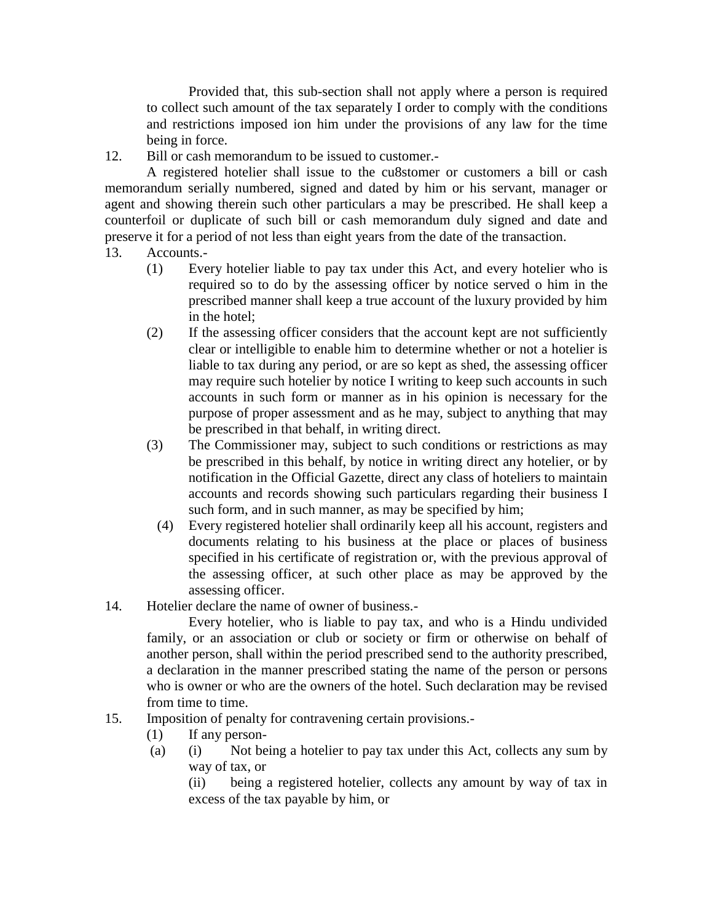Provided that, this sub-section shall not apply where a person is required to collect such amount of the tax separately I order to comply with the conditions and restrictions imposed ion him under the provisions of any law for the time being in force.

12. Bill or cash memorandum to be issued to customer.-

A registered hotelier shall issue to the cu8stomer or customers a bill or cash memorandum serially numbered, signed and dated by him or his servant, manager or agent and showing therein such other particulars a may be prescribed. He shall keep a counterfoil or duplicate of such bill or cash memorandum duly signed and date and preserve it for a period of not less than eight years from the date of the transaction.

13. Accounts.-

(1) Every hotelier liable to pay tax under this Act, and every hotelier who is required so to do by the assessing officer by notice served o him in the prescribed manner shall keep a true account of the luxury provided by him in the hotel;

(2) If the assessing officer considers that the account kept are not sufficiently clear or intelligible to enable him to determine whether or not a hotelier is liable to tax during any period, or are so kept as shed, the assessing officer may require such hotelier by notice I writing to keep such accounts in such accounts in such form or manner as in his opinion is necessary for the purpose of proper assessment and as he may, subject to anything that may be prescribed in that behalf, in writing direct.

(3) The Commissioner may, subject to such conditions or restrictions as may be prescribed in this behalf, by notice in writing direct any hotelier, or by notification in the Official Gazette, direct any class of hoteliers to maintain accounts and records showing such particulars regarding their business I such form, and in such manner, as may be specified by him;

(4) Every registered hotelier shall ordinarily keep all his account, registers and documents relating to his business at the place or places of business specified in his certificate of registration or, with the previous approval of the assessing officer, at such other place as may be approved by the assessing officer.

14. Hotelier declare the name of owner of business.-

Every hotelier, who is liable to pay tax, and who is a Hindu undivided family, or an association or club or society or firm or otherwise on behalf of another person, shall within the period prescribed send to the authority prescribed, a declaration in the manner prescribed stating the name of the person or persons who is owner or who are the owners of the hotel. Such declaration may be revised from time to time.

15. Imposition of penalty for contravening certain provisions.-

(1) If any person-

(a) (i) Not being a hotelier to pay tax under this Act, collects any sum by way of tax, or

(ii) being a registered hotelier, collects any amount by way of tax in excess of the tax payable by him, or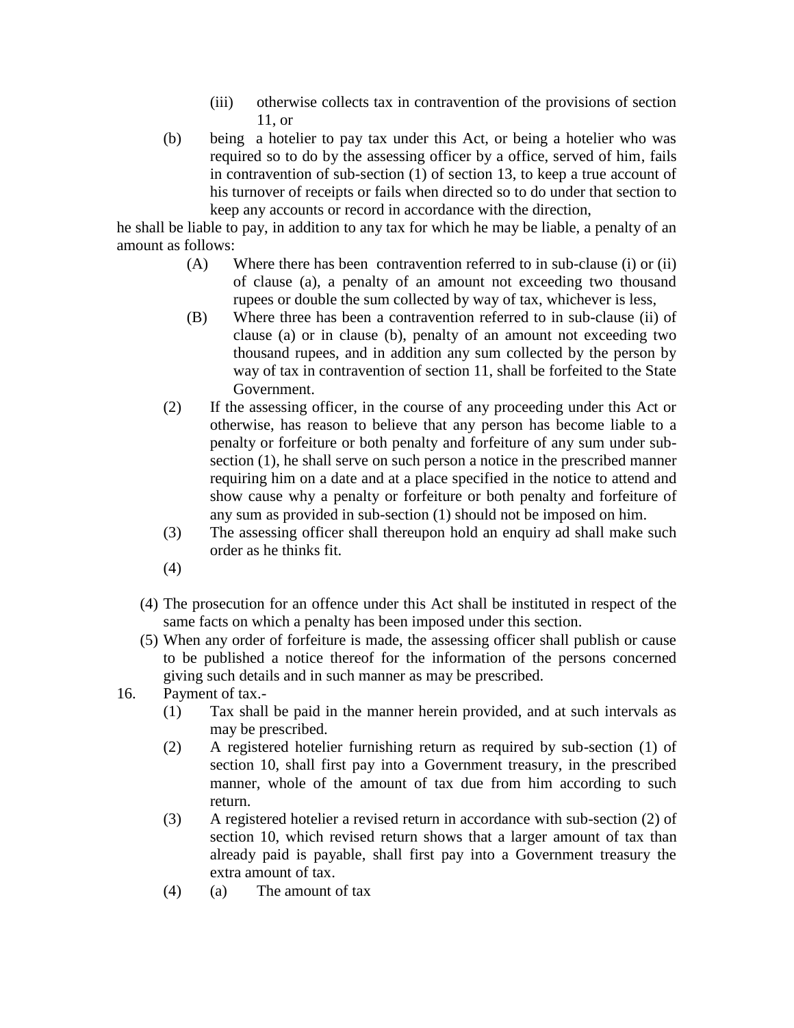(iii) otherwise collects tax in contravention of the provisions of section 11, or

(b) being a hotelier to pay tax under this Act, or being a hotelier who was required so to do by the assessing officer by a office, served of him, fails in contravention of sub-section (1) of section 13, to keep a true account of his turnover of receipts or fails when directed so to do under that section to keep any accounts or record in accordance with the direction,

he shall be liable to pay, in addition to any tax for which he may be liable, a penalty of an amount as follows:

(A) Where there has been contravention referred to in sub-clause (i) or (ii) of clause (a), a penalty of an amount not exceeding two thousand rupees or double the sum collected by way of tax, whichever is less,

(B) Where three has been a contravention referred to in sub-clause (ii) of clause (a) or in clause (b), penalty of an amount not exceeding two thousand rupees, and in addition any sum collected by the person by way of tax in contravention of section 11, shall be forfeited to the State Government.

(2) If the assessing officer, in the course of any proceeding under this Act or otherwise, has reason to believe that any person has become liable to a penalty or forfeiture or both penalty and forfeiture of any sum under sub-section (1), he shall serve on such person a notice in the prescribed manner requiring him on a date and at a place specified in the notice to attend and show cause why a penalty or forfeiture or both penalty and forfeiture of any sum as provided in sub-section (1) should not be imposed on him.

(3) The assessing officer shall thereupon hold an enquiry ad shall make such order as he thinks fit.

(4)

(4) The prosecution for an offence under this Act shall be instituted in respect of the same facts on which a penalty has been imposed under this section.

(5) When any order of forfeiture is made, the assessing officer shall publish or cause to be published a notice thereof for the information of the persons concerned giving such details and in such manner as may be prescribed.

16. Payment of tax.-

(1) Tax shall be paid in the manner herein provided, and at such intervals as may be prescribed.

(2) A registered hotelier furnishing return as required by sub-section (1) of section 10, shall first pay into a Government treasury, in the prescribed manner, whole of the amount of tax due from him according to such return.

(3) A registered hotelier a revised return in accordance with sub-section (2) of section 10, which revised return shows that a larger amount of tax than already paid is payable, shall first pay into a Government treasury the extra amount of tax.

(4) (a) The amount of tax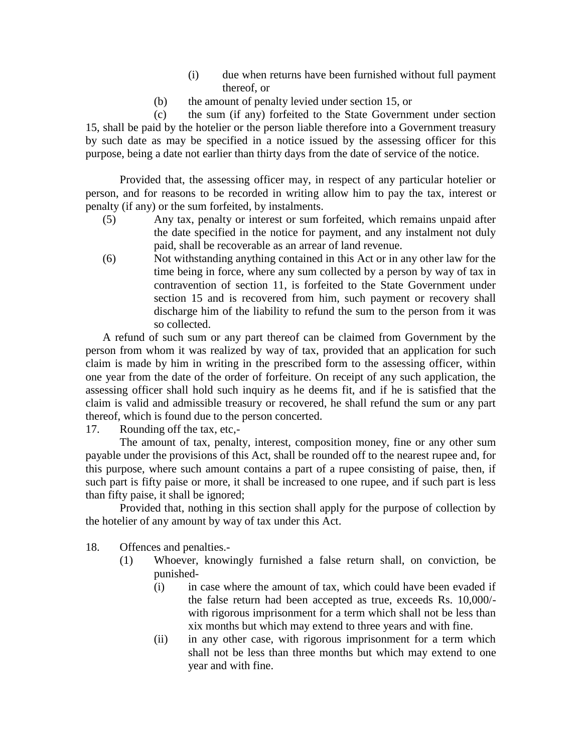(i) due when returns have been furnished without full payment thereof, or

(b) the amount of penalty levied under section 15, or

(c) the sum (if any) forfeited to the State Government under section 15, shall be paid by the hotelier or the person liable therefore into a Government treasury by such date as may be specified in a notice issued by the assessing officer for this purpose, being a date not earlier than thirty days from the date of service of the notice.

Provided that, the assessing officer may, in respect of any particular hotelier or person, and for reasons to be recorded in writing allow him to pay the tax, interest or penalty (if any) or the sum forfeited, by instalments.

(5) Any tax, penalty or interest or sum forfeited, which remains unpaid after the date specified in the notice for payment, and any instalment not duly paid, shall be recoverable as an arrear of land revenue.

(6) Not withstanding anything contained in this Act or in any other law for the time being in force, where any sum collected by a person by way of tax in contravention of section 11, is forfeited to the State Government under section 15 and is recovered from him, such payment or recovery shall discharge him of the liability to refund the sum to the person from it was so collected.

A refund of such sum or any part thereof can be claimed from Government by the person from whom it was realized by way of tax, provided that an application for such claim is made by him in writing in the prescribed form to the assessing officer, within one year from the date of the order of forfeiture. On receipt of any such application, the assessing officer shall hold such inquiry as he deems fit, and if he is satisfied that the claim is valid and admissible treasury or recovered, he shall refund the sum or any part thereof, which is found due to the person concerted.

17. Rounding off the tax, etc,-

The amount of tax, penalty, interest, composition money, fine or any other sum payable under the provisions of this Act, shall be rounded off to the nearest rupee and, for this purpose, where such amount contains a part of a rupee consisting of paise, then, if such part is fifty paise or more, it shall be increased to one rupee, and if such part is less than fifty paise, it shall be ignored;

Provided that, nothing in this section shall apply for the purpose of collection by the hotelier of any amount by way of tax under this Act.

18. Offences and penalties.-

(1) Whoever, knowingly furnished a false return shall, on conviction, be punished-

(i) in case where the amount of tax, which could have been evaded if the false return had been accepted as true, exceeds Rs. 10,000/- with rigorous imprisonment for a term which shall not be less than xix months but which may extend to three years and with fine.

(ii) in any other case, with rigorous imprisonment for a term which shall not be less than three months but which may extend to one year and with fine.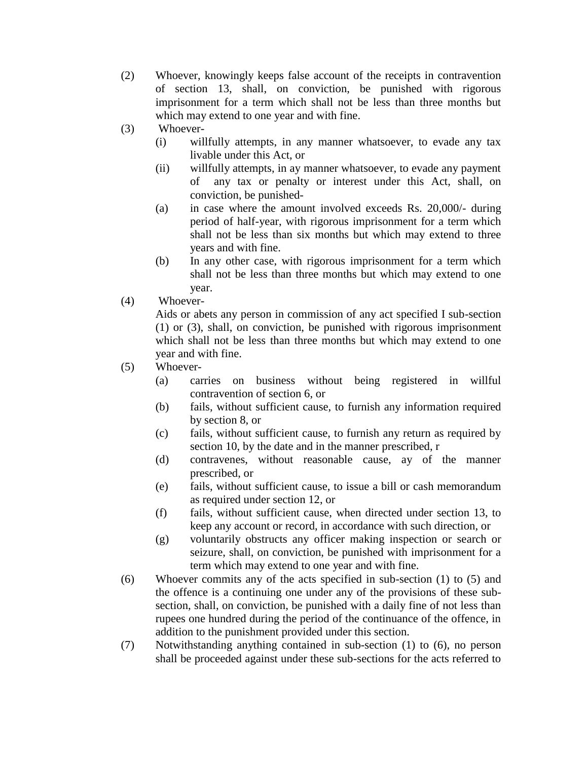(2) Whoever, knowingly keeps false account of the receipts in contravention of section 13, shall, on conviction, be punished with rigorous imprisonment for a term which shall not be less than three months but which may extend to one year and with fine.

(3) Whoever-

   (i) willfully attempts, in any manner whatsoever, to evade any tax livable under this Act, or

   (ii) willfully attempts, in ay manner whatsoever, to evade any payment of any tax or penalty or interest under this Act, shall, on conviction, be punished-

   (a) in case where the amount involved exceeds Rs. 20,000/- during period of half-year, with rigorous imprisonment for a term which shall not be less than six months but which may extend to three years and with fine.

   (b) In any other case, with rigorous imprisonment for a term which shall not be less than three months but which may extend to one year.

(4) Whoever-

   Aids or abets any person in commission of any act specified I sub-section (1) or (3), shall, on conviction, be punished with rigorous imprisonment which shall not be less than three months but which may extend to one year and with fine.

(5) Whoever-

   (a) carries on business without being registered in willful contravention of section 6, or

   (b) fails, without sufficient cause, to furnish any information required by section 8, or

   (c) fails, without sufficient cause, to furnish any return as required by section 10, by the date and in the manner prescribed, r

   (d) contravenes, without reasonable cause, ay of the manner prescribed, or

   (e) fails, without sufficient cause, to issue a bill or cash memorandum as required under section 12, or

   (f) fails, without sufficient cause, when directed under section 13, to keep any account or record, in accordance with such direction, or

   (g) voluntarily obstructs any officer making inspection or search or seizure, shall, on conviction, be punished with imprisonment for a term which may extend to one year and with fine.

(6) Whoever commits any of the acts specified in sub-section (1) to (5) and the offence is a continuing one under any of the provisions of these sub-section, shall, on conviction, be punished with a daily fine of not less than rupees one hundred during the period of the continuance of the offence, in addition to the punishment provided under this section.

(7) Notwithstanding anything contained in sub-section (1) to (6), no person shall be proceeded against under these sub-sections for the acts referred to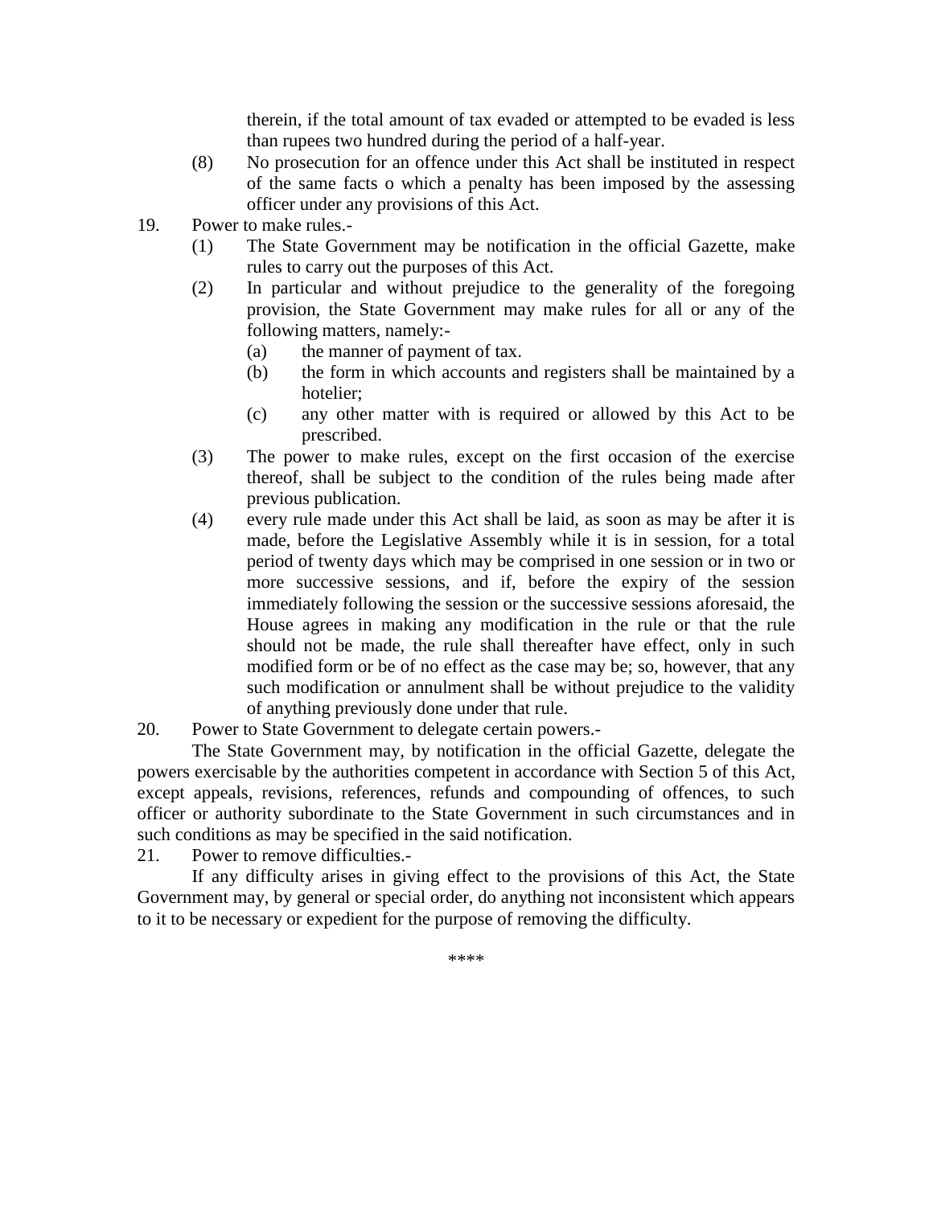therein, if the total amount of tax evaded or attempted to be evaded is less than rupees two hundred during the period of a half-year.

(8) No prosecution for an offence under this Act shall be instituted in respect of the same facts o which a penalty has been imposed by the assessing officer under any provisions of this Act.

19. Power to make rules.-

(1) The State Government may be notification in the official Gazette, make rules to carry out the purposes of this Act.

(2) In particular and without prejudice to the generality of the foregoing provision, the State Government may make rules for all or any of the following matters, namely:-

(a) the manner of payment of tax.

(b) the form in which accounts and registers shall be maintained by a hotelier;

(c) any other matter with is required or allowed by this Act to be prescribed.

(3) The power to make rules, except on the first occasion of the exercise thereof, shall be subject to the condition of the rules being made after previous publication.

(4) every rule made under this Act shall be laid, as soon as may be after it is made, before the Legislative Assembly while it is in session, for a total period of twenty days which may be comprised in one session or in two or more successive sessions, and if, before the expiry of the session immediately following the session or the successive sessions aforesaid, the House agrees in making any modification in the rule or that the rule should not be made, the rule shall thereafter have effect, only in such modified form or be of no effect as the case may be; so, however, that any such modification or annulment shall be without prejudice to the validity of anything previously done under that rule.

20. Power to State Government to delegate certain powers.-

The State Government may, by notification in the official Gazette, delegate the powers exercisable by the authorities competent in accordance with Section 5 of this Act, except appeals, revisions, references, refunds and compounding of offences, to such officer or authority subordinate to the State Government in such circumstances and in such conditions as may be specified in the said notification.

21. Power to remove difficulties.-

If any difficulty arises in giving effect to the provisions of this Act, the State Government may, by general or special order, do anything not inconsistent which appears to it to be necessary or expedient for the purpose of removing the difficulty.

****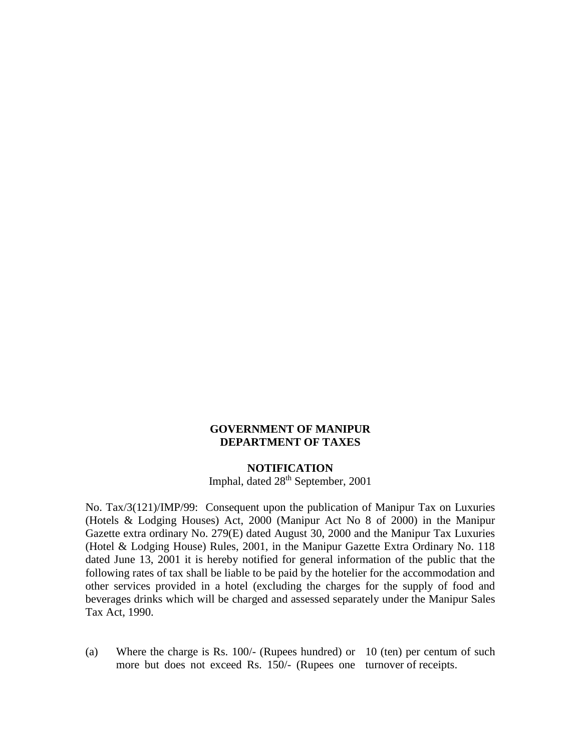**GOVERNMENT OF MANIPUR**
**DEPARTMENT OF TAXES**

**NOTIFICATION**

Imphal, dated 28th September, 2001

No. Tax/3(121)/IMP/99: Consequent upon the publication of Manipur Tax on Luxuries (Hotels & Lodging Houses) Act, 2000 (Manipur Act No 8 of 2000) in the Manipur Gazette extra ordinary No. 279(E) dated August 30, 2000 and the Manipur Tax Luxuries (Hotel & Lodging House) Rules, 2001, in the Manipur Gazette Extra Ordinary No. 118 dated June 13, 2001 it is hereby notified for general information of the public that the following rates of tax shall be liable to be paid by the hotelier for the accommodation and other services provided in a hotel (excluding the charges for the supply of food and beverages drinks which will be charged and assessed separately under the Manipur Sales Tax Act, 1990.

| | | |
|---|---|---|
| (a) | Where the charge is Rs. 100/- (Rupees hundred) or more but does not exceed Rs. 150/- (Rupees one | 10 (ten) per centum of such turnover of receipts. |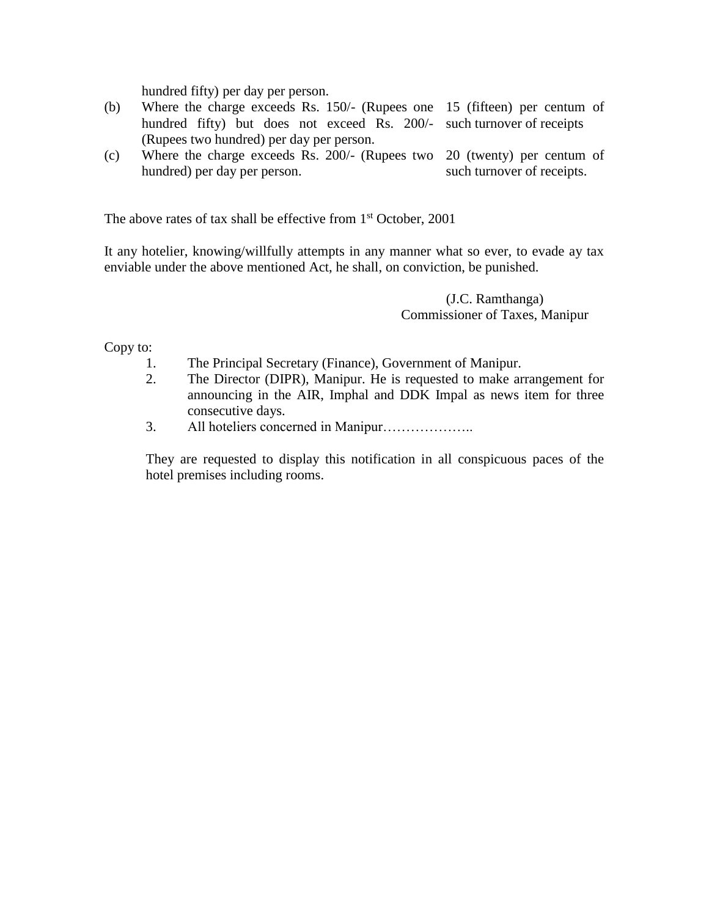| | | |
|---|---|---|
| | hundred fifty) per day per person. | |
| (b) | Where the charge exceeds Rs. 150/- (Rupees one hundred fifty) but does not exceed Rs. 200/- (Rupees two hundred) per day per person. | 15 (fifteen) per centum of such turnover of receipts |
| (c) | Where the charge exceeds Rs. 200/- (Rupees two hundred) per day per person. | 20 (twenty) per centum of such turnover of receipts. |

The above rates of tax shall be effective from 1st October, 2001

It any hotelier, knowing/willfully attempts in any manner what so ever, to evade ay tax enviable under the above mentioned Act, he shall, on conviction, be punished.

(J.C. Ramthanga)
Commissioner of Taxes, Manipur

Copy to:

1. The Principal Secretary (Finance), Government of Manipur.
2. The Director (DIPR), Manipur. He is requested to make arrangement for announcing in the AIR, Imphal and DDK Impal as news item for three consecutive days.
3. All hoteliers concerned in Manipur………………..

They are requested to display this notification in all conspicuous paces of the hotel premises including rooms.